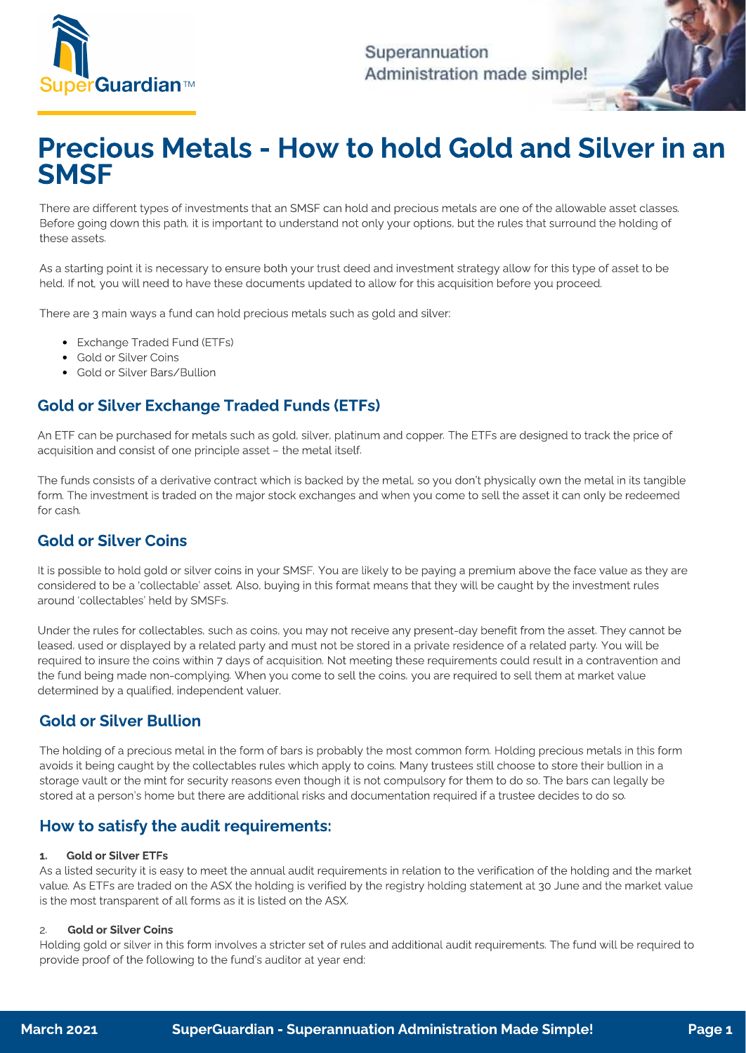# Precious Metals - How to hold Gold and Silver in an SMSF

There are different types of investments that an SMSF can hold and precious metals are one of the allowable asset classes. Before going down this path, it is important to understand not only your options, but the rules that surround the holding of these assets.

As a starting point it is necessary to ensure both your trust deed and investment strategy allow for this type of asset to be held. If not, you will need to have these documents updated to allow for this acquisition before you proceed.

There are 3 main ways a fund can hold precious metals such as gold and silver:

- Exchange Traded Fund (ETFs)
- Gold or Silver Coins
- Gold or Silver Bars/Bullion

## Gold or Silver Exchange Traded Funds (ETFs)

An ETF can be purchased for metals such as gold, silver, platinum and copper. The ETFs are designed to track the price of acquisition and consist of one principle asset – the metal itself.

The funds consists of a derivative contract which is backed by the metal, so you don't physically own the metal in its tangible form. The investment is traded on the major stock exchanges and when you come to sell the asset it can only be redeemed for cash.

## Gold or Silver Coins

It is possible to hold gold or silver coins in your SMSF. You are likely to be paying a premium above the face value as they are considered to be a 'collectable' asset. Also, buying in this format means that they will be caught by the investment rules around 'collectables' held by SMSFs.

Under the rules for collectables, such as coins, you may not receive any present-day benefit from the asset. They cannot be leased, used or displayed by a related party and must not be stored in a private residence of a related party. You will be required to insure the coins within 7 days of acquisition. Not meeting these requirements could result in a contravention and the fund being made non-complying. When you come to sell the coins, you are required to sell them at market value determined by a qualified, independent valuer.

## Gold or Silver Bullion

The holding of a precious metal in the form of bars is probably the most common form. Holding precious metals in this form avoids it being caught by the collectables rules which apply to coins. Many trustees still choose to store their bullion in a storage vault or the mint for security reasons even though it is not compulsory for them to do so. The bars can legally be stored at a person's home but there are additional risks and documentation required if a trustee decides to do so.

## How to satisfy the audit requirements:

**1. Gold or Silver ETFs**

As a listed security it is easy to meet the annual audit requirements in relation to the verification of the holding and the market value. As ETFs are traded on the ASX the holding is verified by the registry holding statement at 30 June and the market value is the most transparent of all forms as it is listed on the ASX.

**2. Gold or Silver Coins**

Holding gold or silver in this form involves a stricter set of rules and additional audit requirements. The fund will be required to provide proof of the following to the fund's auditor at year end: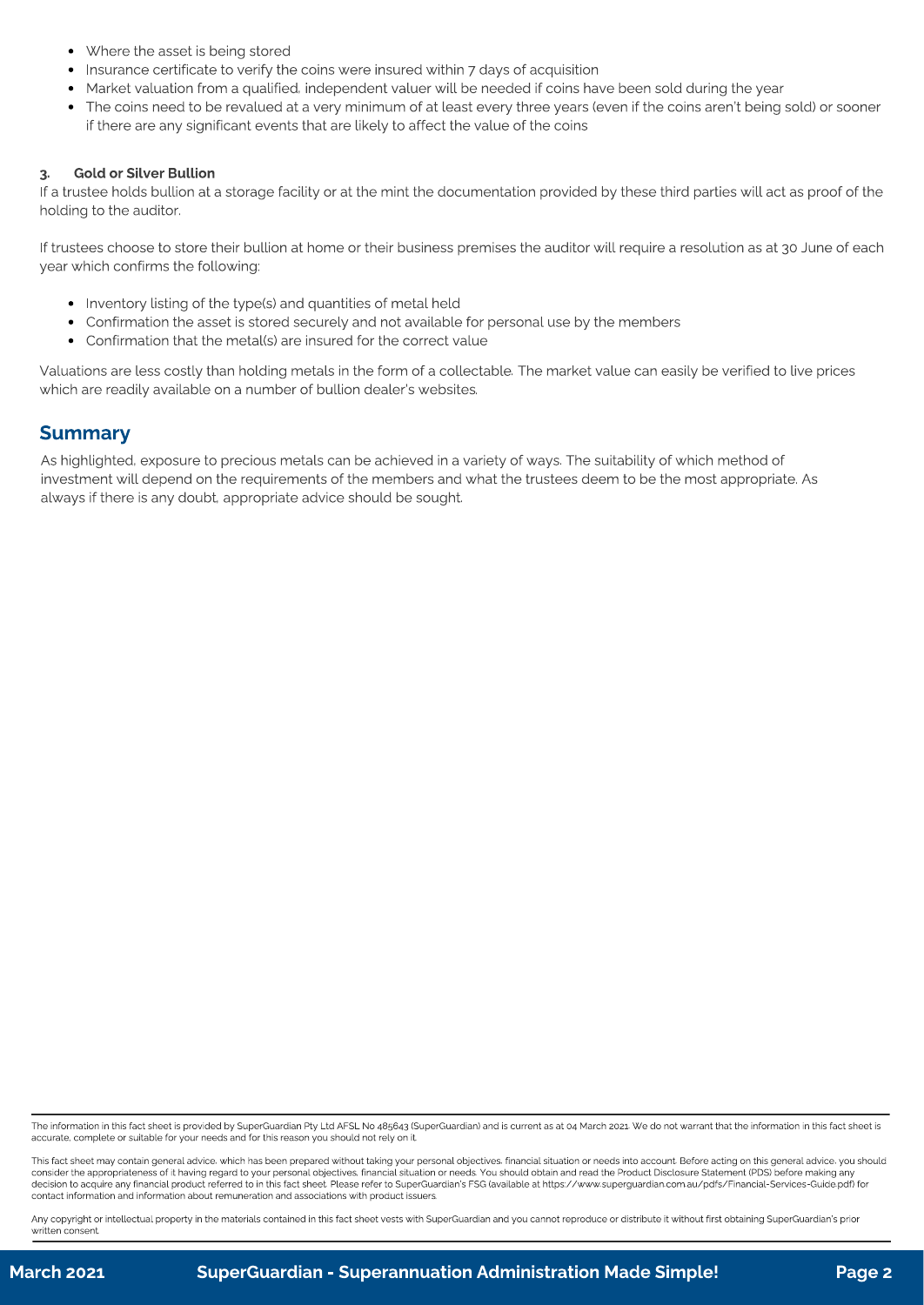- Where the asset is being stored
- Insurance certificate to verify the coins were insured within 7 days of acquisition
- Market valuation from a qualified, independent valuer will be needed if coins have been sold during the year
- The coins need to be revalued at a very minimum of at least every three years (even if the coins aren't being sold) or sooner if there are any significant events that are likely to affect the value of the coins

**3. Gold or Silver Bullion**

If a trustee holds bullion at a storage facility or at the mint the documentation provided by these third parties will act as proof of the holding to the auditor.

If trustees choose to store their bullion at home or their business premises the auditor will require a resolution as at 30 June of each year which confirms the following:

- Inventory listing of the type(s) and quantities of metal held
- Confirmation the asset is stored securely and not available for personal use by the members
- Confirmation that the metal(s) are insured for the correct value

Valuations are less costly than holding metals in the form of a collectable. The market value can easily be verified to live prices which are readily available on a number of bullion dealer's websites.

## Summary

As highlighted, exposure to precious metals can be achieved in a variety of ways. The suitability of which method of investment will depend on the requirements of the members and what the trustees deem to be the most appropriate. As always if there is any doubt, appropriate advice should be sought.

The information in this fact sheet is provided by SuperGuardian Pty Ltd AFSL No 485643 (SuperGuardian) and is current as at 04 March 2021. We do not warrant that the information in this fact sheet is accurate, complete or suitable for your needs and for this reason you should not rely on it.

This fact sheet may contain general advice, which has been prepared without taking your personal objectives, financial situation or needs into account. Before acting on this general advice, you should consider the appropriateness of it having regard to your personal objectives, financial situation or needs. You should obtain and read the Product Disclosure Statement (PDS) before making any decision to acquire any financial product referred to in this fact sheet. Please refer to SuperGuardian's FSG (available at https://www.superguardian.com.au/pdfs/Financial-Services-Guide.pdf) for contact information and information about remuneration and associations with product issuers.

Any copyright or intellectual property in the materials contained in this fact sheet vests with SuperGuardian and you cannot reproduce or distribute it without first obtaining SuperGuardian's prior written consent.